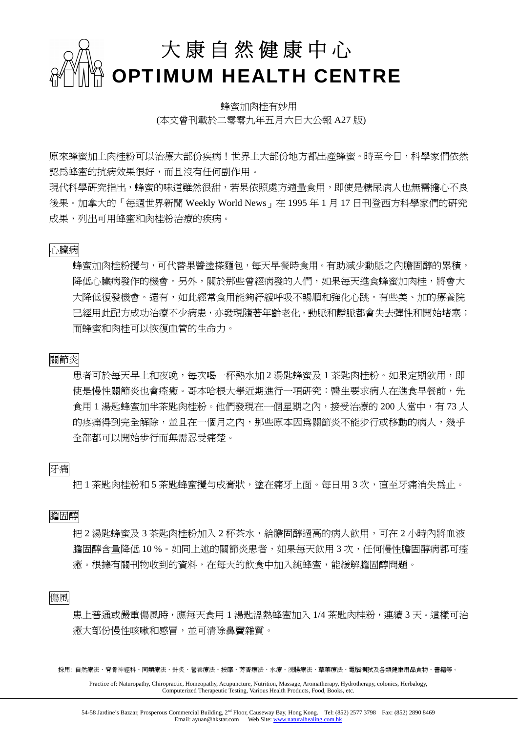# 大康自然健康中心
# OPTIMUM HEALTH CENTRE

蜂蜜加肉桂有妙用

(本文曾刊載於二零零九年五月六日大公報 A27 版)

原來蜂蜜加上肉桂粉可以治療大部份疾病！世界上大部份地方都出產蜂蜜。時至今日，科學家們依然認爲蜂蜜的抗病效果很好，而且沒有任何副作用。

現代科學研究指出，蜂蜜的味道雖然很甜，若果依照處方適量食用，即使是糖尿病人也無需擔心不良後果。加拿大的「每週世界新聞 Weekly World News」在 1995 年 1 月 17 日刊登西方科學家們的研究成果，列出可用蜂蜜和肉桂粉治療的疾病。

## 心臟病

蜂蜜加肉桂粉攪勻，可代替果醬塗搽麵包，每天早餐時食用。有助減少動脈之內膽固醇的累積，降低心臟病發作的機會。另外，關於那些曾經病發的人們，如果每天進食蜂蜜加肉桂，將會大大降低復發機會。還有，如此經常食用能夠紓緩呼吸不暢順和強化心跳。有些美、加的療養院已經用此配方成功治療不少病患，亦發現隨著年齡老化，動脈和靜脈都會失去彈性和開始堵塞；而蜂蜜和肉桂可以恢復血管的生命力。

## 關節炎

患者可於每天早上和夜晚，每次喝一杯熱水加 2 湯匙蜂蜜及 1 茶匙肉桂粉。如果定期飲用，即使是慢性關節炎也會痊癒。哥本哈根大學近期進行一項研究：醫生要求病人在進食早餐前，先食用 1 湯匙蜂蜜加半茶匙肉桂粉。他們發現在一個星期之內，接受治療的 200 人當中，有 73 人的疼痛得到完全解除，並且在一個月之內，那些原本因爲關節炎不能步行或移動的病人，幾乎全部都可以開始步行而無需忍受痛楚。

## 牙痛

把 1 茶匙肉桂粉和 5 茶匙蜂蜜攪勻成膏狀，塗在痛牙上面。每日用 3 次，直至牙痛消失爲止。

## 膽固醇

把 2 湯匙蜂蜜及 3 茶匙肉桂粉加入 2 杯茶水，給膽固醇過高的病人飲用，可在 2 小時內將血液膽固醇含量降低 10 %。如同上述的關節炎患者，如果每天飲用 3 次，任何慢性膽固醇病都可痊癒。根據有關刊物收到的資料，在每天的飲食中加入純蜂蜜，能緩解膽固醇問題。

## 傷風

患上普通或嚴重傷風時，應每天食用 1 湯匙溫熱蜂蜜加入 1/4 茶匙肉桂粉，連續 3 天。這樣可治癒大部份慢性咳嗽和感冒，並可清除鼻竇雜質。

採用: 自然療法、脊骨神經科、同類療法、針灸、營養療法、按摩、芳香療法、水療、洗腸療法、草藥療法、電腦測試及各類健康用品食物、書籍等。

Practice of: Naturopathy, Chiropractic, Homeopathy, Acupuncture, Nutrition, Massage, Aromatherapy, Hydrotherapy, colonics, Herbalogy, Computerized Therapeutic Testing, Various Health Products, Food, Books, etc.

54-58 Jardine's Bazaar, Prosperous Commercial Building, 2nd Floor, Causeway Bay, Hong Kong. Tel: (852) 2577 3798 Fax: (852) 2890 8469
Email: ayuan@hkstar.com Web Site: www.naturalhealing.com.hk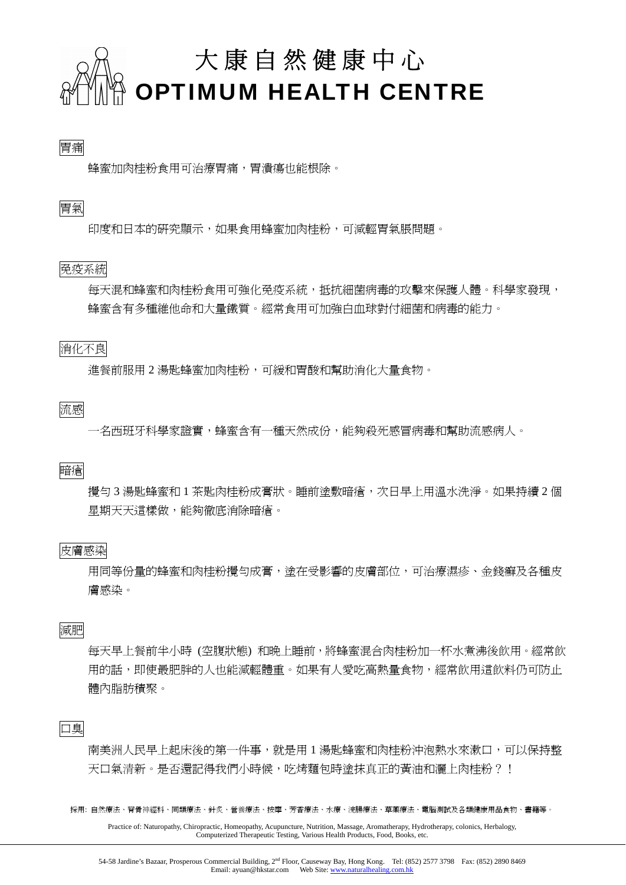# 大康自然健康中心
# OPTIMUM HEALTH CENTRE

## 胃痛

蜂蜜加肉桂粉食用可治療胃痛，胃潰瘍也能根除。

## 胃氣

印度和日本的研究顯示，如果食用蜂蜜加肉桂粉，可減輕胃氣脹問題。

## 免疫系統

每天混和蜂蜜和肉桂粉食用可強化免疫系統，抵抗細菌病毒的攻擊來保護人體。科學家發現，蜂蜜含有多種維他命和大量鐵質。經常食用可加強白血球對付細菌和病毒的能力。

## 消化不良

進餐前服用 2 湯匙蜂蜜加肉桂粉，可緩和胃酸和幫助消化大量食物。

## 流感

一名西班牙科學家證實，蜂蜜含有一種天然成份，能夠殺死感冒病毒和幫助流感病人。

## 暗瘡

攪勻 3 湯匙蜂蜜和 1 茶匙肉桂粉成膏狀。睡前塗敷暗瘡，次日早上用溫水洗淨。如果持續 2 個星期天天這樣做，能夠徹底消除暗瘡。

## 皮膚感染

用同等份量的蜂蜜和肉桂粉攪勻成膏，塗在受影響的皮膚部位，可治療濕疹、金錢癬及各種皮膚感染。

## 減肥

每天早上餐前半小時 (空腹狀態) 和晚上睡前，將蜂蜜混合肉桂粉加一杯水煮沸後飲用。經常飲用的話，即使最肥胖的人也能減輕體重。如果有人愛吃高熱量食物，經常飲用這飲料仍可防止體內脂肪積聚。

## 口臭

南美洲人民早上起床後的第一件事，就是用 1 湯匙蜂蜜和肉桂粉沖泡熱水來漱口，可以保持整天口氣清新。是否還記得我們小時候，吃烤麵包時塗抹真正的黃油和灑上肉桂粉？！

採用: 自然療法、脊骨神經科、同類療法、針炙、營養療法、按摩、芳香療法、水療、洗腸療法、草藥療法、電腦測試及各類健康用品食物、書籍等。

Practice of: Naturopathy, Chiropractic, Homeopathy, Acupuncture, Nutrition, Massage, Aromatherapy, Hydrotherapy, colonics, Herbalogy, Computerized Therapeutic Testing, Various Health Products, Food, Books, etc.

54-58 Jardine's Bazaar, Prosperous Commercial Building, 2nd Floor, Causeway Bay, Hong Kong. Tel: (852) 2577 3798 Fax: (852) 2890 8469
Email: ayuan@hkstar.com Web Site: www.naturalhealing.com.hk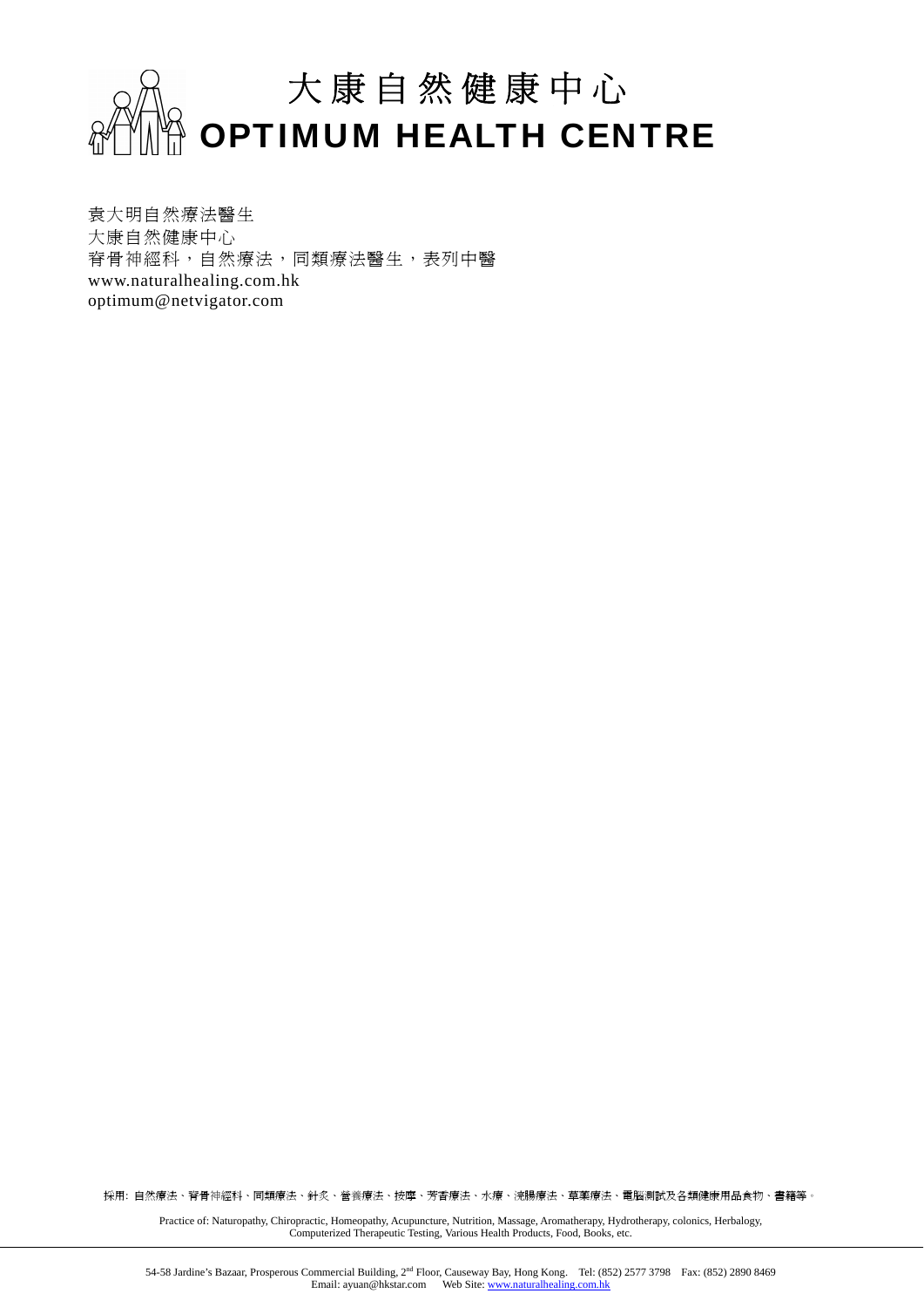# 大康自然健康中心
# OPTIMUM HEALTH CENTRE

袁大明自然療法醫生
大康自然健康中心
脊骨神經科，自然療法，同類療法醫生，表列中醫
www.naturalhealing.com.hk
optimum@netvigator.com

採用: 自然療法、脊骨神經科、同類療法、針炙、營養療法、按摩、芳香療法、水療、浣腸療法、草藥療法、電腦測試及各類健康用品食物、書籍等。

Practice of: Naturopathy, Chiropractic, Homeopathy, Acupuncture, Nutrition, Massage, Aromatherapy, Hydrotherapy, colonics, Herbalogy, Computerized Therapeutic Testing, Various Health Products, Food, Books, etc.

54-58 Jardine's Bazaar, Prosperous Commercial Building, 2nd Floor, Causeway Bay, Hong Kong. Tel: (852) 2577 3798 Fax: (852) 2890 8469
Email: ayuan@hkstar.com Web Site: www.naturalhealing.com.hk